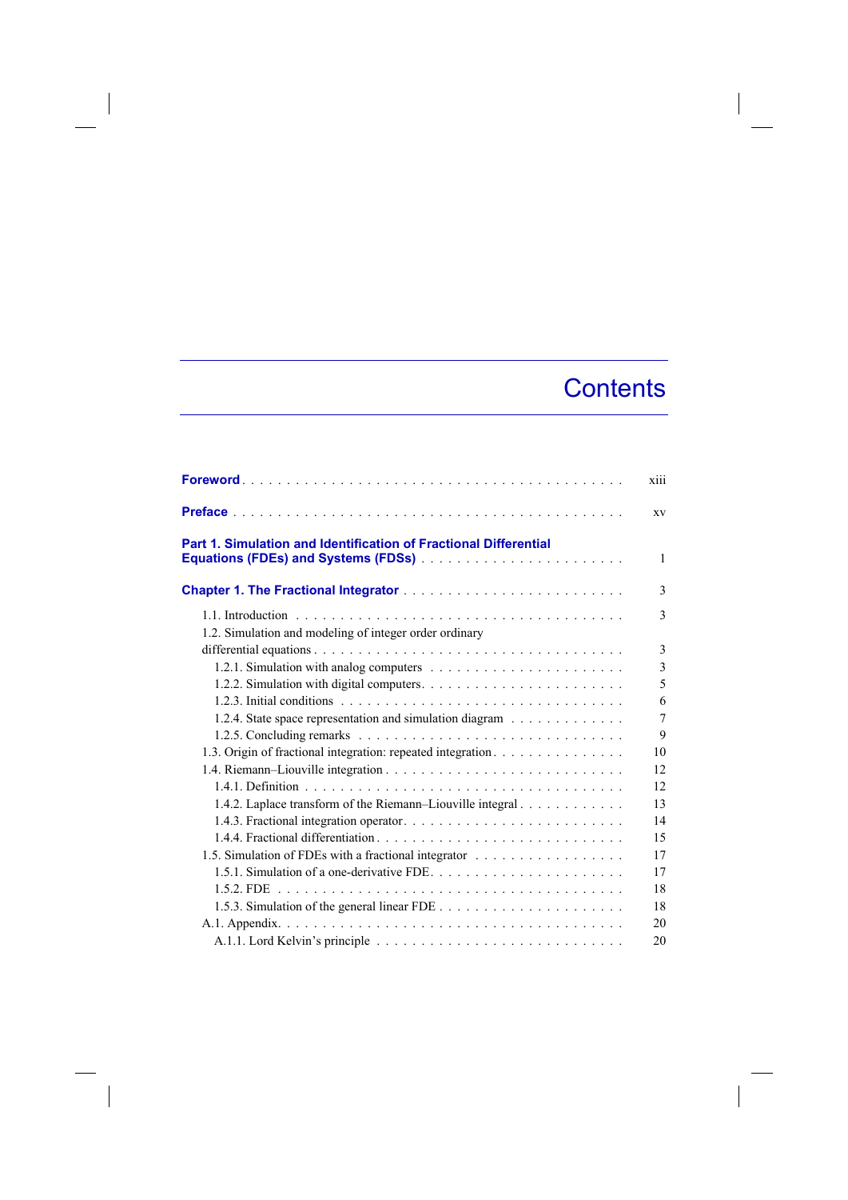# Contents

**Foreword** . . . . . . . . . . . . . . . . . . . . . . . . . . . . . . . . . . . . . . . . . . . xiii

**Preface** . . . . . . . . . . . . . . . . . . . . . . . . . . . . . . . . . . . . . . . . . . . . xv

**Part 1. Simulation and Identification of Fractional Differential Equations (FDEs) and Systems (FDSs)** . . . . . . . . . . . . . . . . . . . . . . . 1

**Chapter 1. The Fractional Integrator** . . . . . . . . . . . . . . . . . . . . . . . . 3

1.1. Introduction . . . . . . . . . . . . . . . . . . . . . . . . . . . . . . . . . . . . 3
1.2. Simulation and modeling of integer order ordinary differential equations . . . . . . . . . . . . . . . . . . . . . . . . . . . . . . . . . . . 3
1.2.1. Simulation with analog computers . . . . . . . . . . . . . . . . . . . . . 3
1.2.2. Simulation with digital computers . . . . . . . . . . . . . . . . . . . . . . 5
1.2.3. Initial conditions . . . . . . . . . . . . . . . . . . . . . . . . . . . . . . 6
1.2.4. State space representation and simulation diagram . . . . . . . . . . . . 7
1.2.5. Concluding remarks . . . . . . . . . . . . . . . . . . . . . . . . . . . . 9
1.3. Origin of fractional integration: repeated integration . . . . . . . . . . . . . . 10
1.4. Riemann–Liouville integration . . . . . . . . . . . . . . . . . . . . . . . . . 12
1.4.1. Definition . . . . . . . . . . . . . . . . . . . . . . . . . . . . . . . . . 12
1.4.2. Laplace transform of the Riemann–Liouville integral . . . . . . . . . . . 13
1.4.3. Fractional integration operator . . . . . . . . . . . . . . . . . . . . . . . 14
1.4.4. Fractional differentiation . . . . . . . . . . . . . . . . . . . . . . . . . . 15
1.5. Simulation of FDEs with a fractional integrator . . . . . . . . . . . . . . . . 17
1.5.1. Simulation of a one-derivative FDE . . . . . . . . . . . . . . . . . . . . 17
1.5.2. FDE . . . . . . . . . . . . . . . . . . . . . . . . . . . . . . . . . . . . 18
1.5.3. Simulation of the general linear FDE . . . . . . . . . . . . . . . . . . . . 18
A.1. Appendix . . . . . . . . . . . . . . . . . . . . . . . . . . . . . . . . . . . . 20
A.1.1. Lord Kelvin's principle . . . . . . . . . . . . . . . . . . . . . . . . . . . 20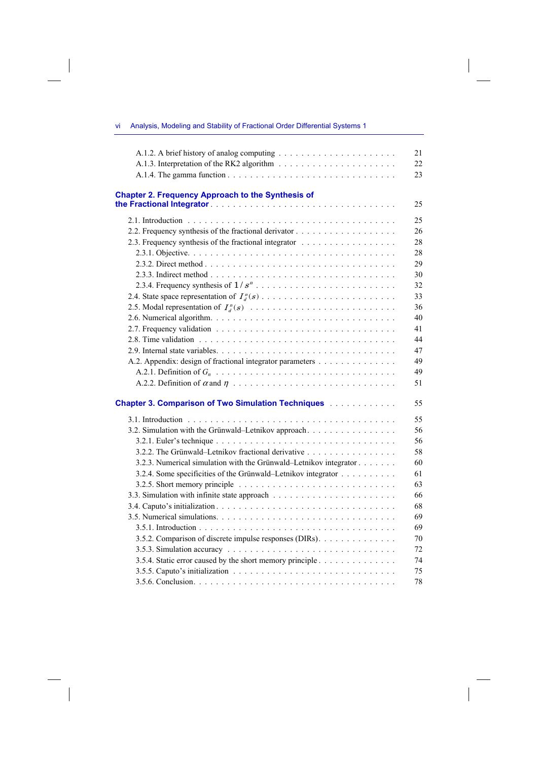A.1.2. A brief history of analog computing . . . . . . . . . . 21
A.1.3. Interpretation of the RK2 algorithm . . . . . . . . . . 22
A.1.4. The gamma function . . . . . . . . . . 23

**Chapter 2. Frequency Approach to the Synthesis of the Fractional Integrator** . . . . . . . . . . 25

2.1. Introduction . . . . . . . . . . 25
2.2. Frequency synthesis of the fractional derivator . . . . . . . . . . 26
2.3. Frequency synthesis of the fractional integrator . . . . . . . . . . 28
2.3.1. Objective. . . . . . . . . . . 28
2.3.2. Direct method . . . . . . . . . . 29
2.3.3. Indirect method . . . . . . . . . . 30
2.3.4. Frequency synthesis of $1/s^n$ . . . . . . . . . . 32
2.4. State space representation of $I_d^n(s)$ . . . . . . . . . . 33
2.5. Modal representation of $I_d^n(s)$ . . . . . . . . . . 36
2.6. Numerical algorithm. . . . . . . . . . . 40
2.7. Frequency validation . . . . . . . . . . 41
2.8. Time validation . . . . . . . . . . 44
2.9. Internal state variables. . . . . . . . . . . 47
A.2. Appendix: design of fractional integrator parameters . . . . . . . . . . 49
A.2.1. Definition of $G_n$ . . . . . . . . . . 49
A.2.2. Definition of $\alpha$ and $\eta$ . . . . . . . . . . 51

**Chapter 3. Comparison of Two Simulation Techniques** . . . . . . . . . . 55

3.1. Introduction . . . . . . . . . . 55
3.2. Simulation with the Grünwald–Letnikov approach. . . . . . . . . . . 56
3.2.1. Euler's technique . . . . . . . . . . 56
3.2.2. The Grünwald–Letnikov fractional derivative . . . . . . . . . . 58
3.2.3. Numerical simulation with the Grünwald–Letnikov integrator . . . . . . . . . . 60
3.2.4. Some specificities of the Grünwald–Letnikov integrator . . . . . . . . . . 61
3.2.5. Short memory principle . . . . . . . . . . 63
3.3. Simulation with infinite state approach . . . . . . . . . . 66
3.4. Caputo's initialization . . . . . . . . . . 68
3.5. Numerical simulations. . . . . . . . . . . 69
3.5.1. Introduction . . . . . . . . . . 69
3.5.2. Comparison of discrete impulse responses (DIRs). . . . . . . . . . . 70
3.5.3. Simulation accuracy . . . . . . . . . . 72
3.5.4. Static error caused by the short memory principle . . . . . . . . . . 74
3.5.5. Caputo's initialization . . . . . . . . . . 75
3.5.6. Conclusion. . . . . . . . . . . 78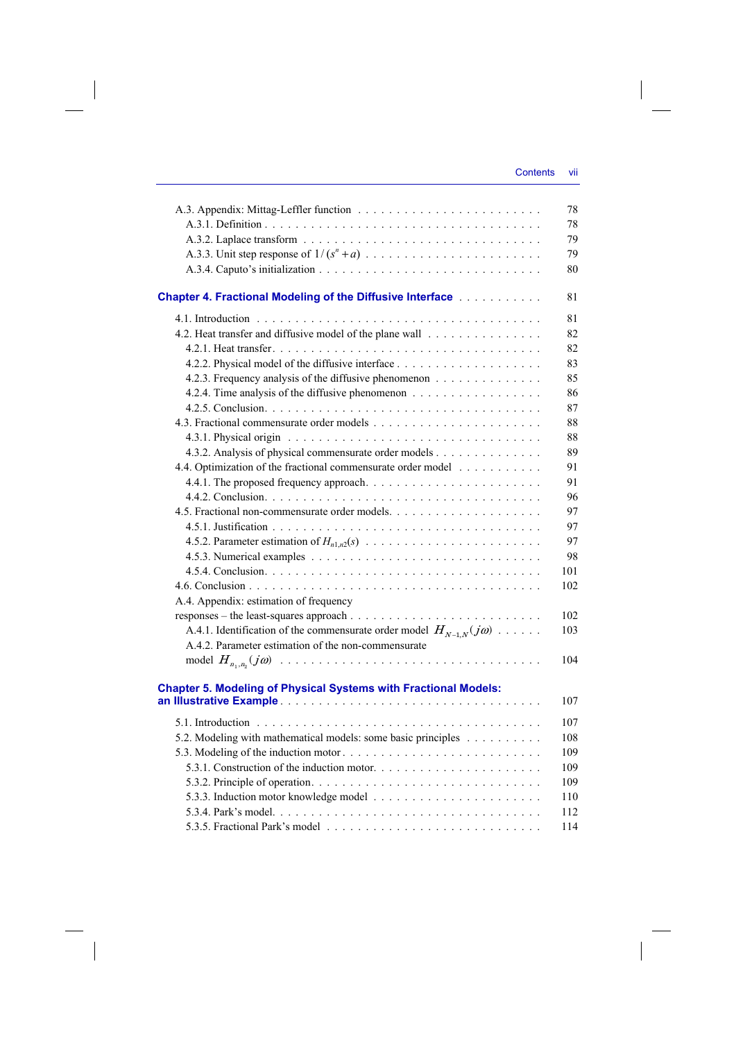A.3. Appendix: Mittag-Leffler function . . . . . . . . . . . . . . . . . . . . . . . 78
A.3.1. Definition . . . . . . . . . . . . . . . . . . . . . . . . . . . . . . . . . . 78
A.3.2. Laplace transform . . . . . . . . . . . . . . . . . . . . . . . . . . . . . 79
A.3.3. Unit step response of $1/(s^n + a)$ . . . . . . . . . . . . . . . . . . . . . . 79
A.3.4. Caputo's initialization . . . . . . . . . . . . . . . . . . . . . . . . . . . 80

**Chapter 4. Fractional Modeling of the Diffusive Interface** . . . . . . . . . . 81

4.1. Introduction . . . . . . . . . . . . . . . . . . . . . . . . . . . . . . . . . . 81
4.2. Heat transfer and diffusive model of the plane wall . . . . . . . . . . . . . . 82
4.2.1. Heat transfer . . . . . . . . . . . . . . . . . . . . . . . . . . . . . . . . 82
4.2.2. Physical model of the diffusive interface . . . . . . . . . . . . . . . . . . 83
4.2.3. Frequency analysis of the diffusive phenomenon . . . . . . . . . . . . . 85
4.2.4. Time analysis of the diffusive phenomenon . . . . . . . . . . . . . . . . 86
4.2.5. Conclusion . . . . . . . . . . . . . . . . . . . . . . . . . . . . . . . . . 87
4.3. Fractional commensurate order models . . . . . . . . . . . . . . . . . . . . 88
4.3.1. Physical origin . . . . . . . . . . . . . . . . . . . . . . . . . . . . . . . 88
4.3.2. Analysis of physical commensurate order models . . . . . . . . . . . . . 89
4.4. Optimization of the fractional commensurate order model . . . . . . . . . . 91
4.4.1. The proposed frequency approach . . . . . . . . . . . . . . . . . . . . . 91
4.4.2. Conclusion . . . . . . . . . . . . . . . . . . . . . . . . . . . . . . . . . 96
4.5. Fractional non-commensurate order models . . . . . . . . . . . . . . . . . . 97
4.5.1. Justification . . . . . . . . . . . . . . . . . . . . . . . . . . . . . . . . 97
4.5.2. Parameter estimation of $H_{n1,n2}(s)$ . . . . . . . . . . . . . . . . . . . . . 97
4.5.3. Numerical examples . . . . . . . . . . . . . . . . . . . . . . . . . . . . 98
4.5.4. Conclusion . . . . . . . . . . . . . . . . . . . . . . . . . . . . . . . . . 101
4.6. Conclusion . . . . . . . . . . . . . . . . . . . . . . . . . . . . . . . . . . . 102
A.4. Appendix: estimation of frequency responses – the least-squares approach . . . . . . . . . . . . . . . . . . . . . . . . 102
A.4.1. Identification of the commensurate order model $H_{N-1,N}(j\omega)$ . . . . . . 103
A.4.2. Parameter estimation of the non-commensurate model $H_{n_1,n_2}(j\omega)$ . . . . . . . . . . . . . . . . . . . . . . . . . . . . . . . . 104

**Chapter 5. Modeling of Physical Systems with Fractional Models: an Illustrative Example** . . . . . . . . . . . . . . . . . . . . . . . . . . . . . . 107

5.1. Introduction . . . . . . . . . . . . . . . . . . . . . . . . . . . . . . . . . . 107
5.2. Modeling with mathematical models: some basic principles . . . . . . . . . 108
5.3. Modeling of the induction motor . . . . . . . . . . . . . . . . . . . . . . . . 109
5.3.1. Construction of the induction motor . . . . . . . . . . . . . . . . . . . . 109
5.3.2. Principle of operation . . . . . . . . . . . . . . . . . . . . . . . . . . . 109
5.3.3. Induction motor knowledge model . . . . . . . . . . . . . . . . . . . . . 110
5.3.4. Park's model . . . . . . . . . . . . . . . . . . . . . . . . . . . . . . . . 112
5.3.5. Fractional Park's model . . . . . . . . . . . . . . . . . . . . . . . . . . 114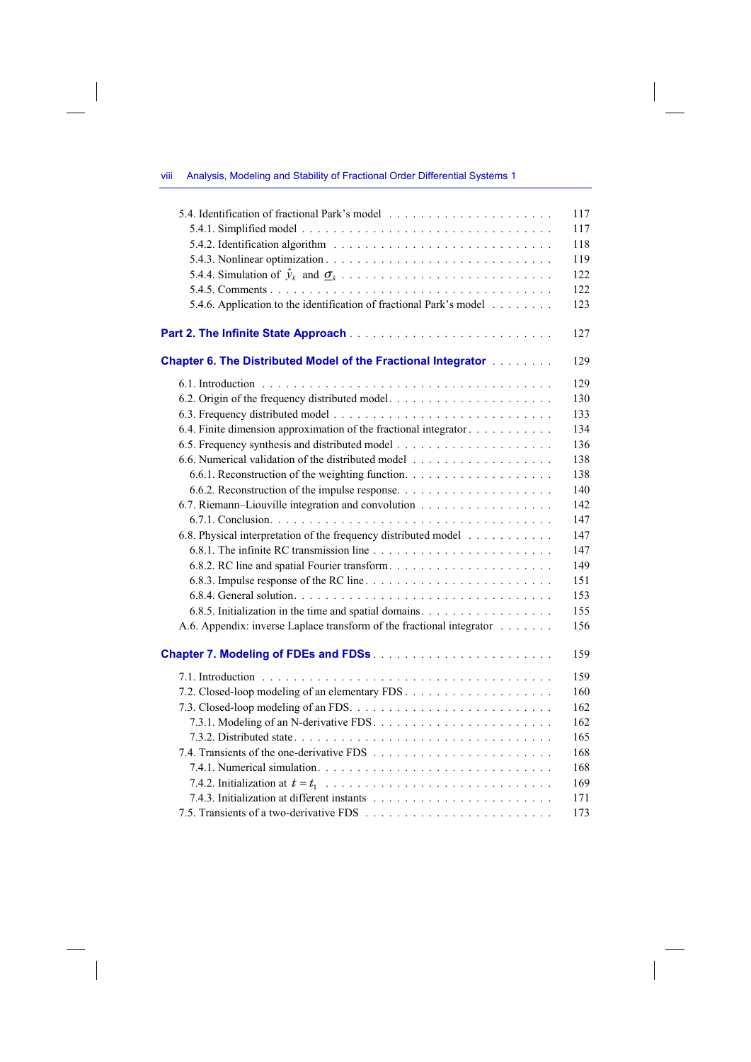5.4. Identification of fractional Park's model . . . . . . . . . . . . . . . . . . . . . 117
  5.4.1. Simplified model . . . . . . . . . . . . . . . . . . . . . . . . . . . . . . 117
  5.4.2. Identification algorithm . . . . . . . . . . . . . . . . . . . . . . . . . . 118
  5.4.3. Nonlinear optimization . . . . . . . . . . . . . . . . . . . . . . . . . . . 119
  5.4.4. Simulation of $\hat{y}_k$ and $\underline{\sigma}_k$ . . . . . . . . . . . . . . . . . . . . . . . . 122
  5.4.5. Comments . . . . . . . . . . . . . . . . . . . . . . . . . . . . . . . . . 122
  5.4.6. Application to the identification of fractional Park's model . . . . . . . . 123

**Part 2. The Infinite State Approach** . . . . . . . . . . . . . . . . . . . . . . . . . 127

**Chapter 6. The Distributed Model of the Fractional Integrator** . . . . . . . . 129

6.1. Introduction . . . . . . . . . . . . . . . . . . . . . . . . . . . . . . . . . . . 129
6.2. Origin of the frequency distributed model. . . . . . . . . . . . . . . . . . . . 130
6.3. Frequency distributed model . . . . . . . . . . . . . . . . . . . . . . . . . . 133
6.4. Finite dimension approximation of the fractional integrator . . . . . . . . . . 134
6.5. Frequency synthesis and distributed model . . . . . . . . . . . . . . . . . . . 136
6.6. Numerical validation of the distributed model . . . . . . . . . . . . . . . . . 138
  6.6.1. Reconstruction of the weighting function. . . . . . . . . . . . . . . . . . 138
  6.6.2. Reconstruction of the impulse response. . . . . . . . . . . . . . . . . . . 140
6.7. Riemann–Liouville integration and convolution . . . . . . . . . . . . . . . . 142
  6.7.1. Conclusion. . . . . . . . . . . . . . . . . . . . . . . . . . . . . . . . . 147
6.8. Physical interpretation of the frequency distributed model . . . . . . . . . . 147
  6.8.1. The infinite RC transmission line . . . . . . . . . . . . . . . . . . . . . 147
  6.8.2. RC line and spatial Fourier transform. . . . . . . . . . . . . . . . . . . . 149
  6.8.3. Impulse response of the RC line . . . . . . . . . . . . . . . . . . . . . . 151
  6.8.4. General solution. . . . . . . . . . . . . . . . . . . . . . . . . . . . . . 153
  6.8.5. Initialization in the time and spatial domains. . . . . . . . . . . . . . . . 155
A.6. Appendix: inverse Laplace transform of the fractional integrator . . . . . . . 156

**Chapter 7. Modeling of FDEs and FDSs** . . . . . . . . . . . . . . . . . . . . . . 159

7.1. Introduction . . . . . . . . . . . . . . . . . . . . . . . . . . . . . . . . . . . 159
7.2. Closed-loop modeling of an elementary FDS . . . . . . . . . . . . . . . . . . 160
7.3. Closed-loop modeling of an FDS. . . . . . . . . . . . . . . . . . . . . . . . . 162
  7.3.1. Modeling of an N-derivative FDS. . . . . . . . . . . . . . . . . . . . . . 162
  7.3.2. Distributed state. . . . . . . . . . . . . . . . . . . . . . . . . . . . . . 165
7.4. Transients of the one-derivative FDS . . . . . . . . . . . . . . . . . . . . . . 168
  7.4.1. Numerical simulation. . . . . . . . . . . . . . . . . . . . . . . . . . . . 168
  7.4.2. Initialization at $t = t_1$ . . . . . . . . . . . . . . . . . . . . . . . . . . 169
  7.4.3. Initialization at different instants . . . . . . . . . . . . . . . . . . . . . 171
7.5. Transients of a two-derivative FDS . . . . . . . . . . . . . . . . . . . . . . . 173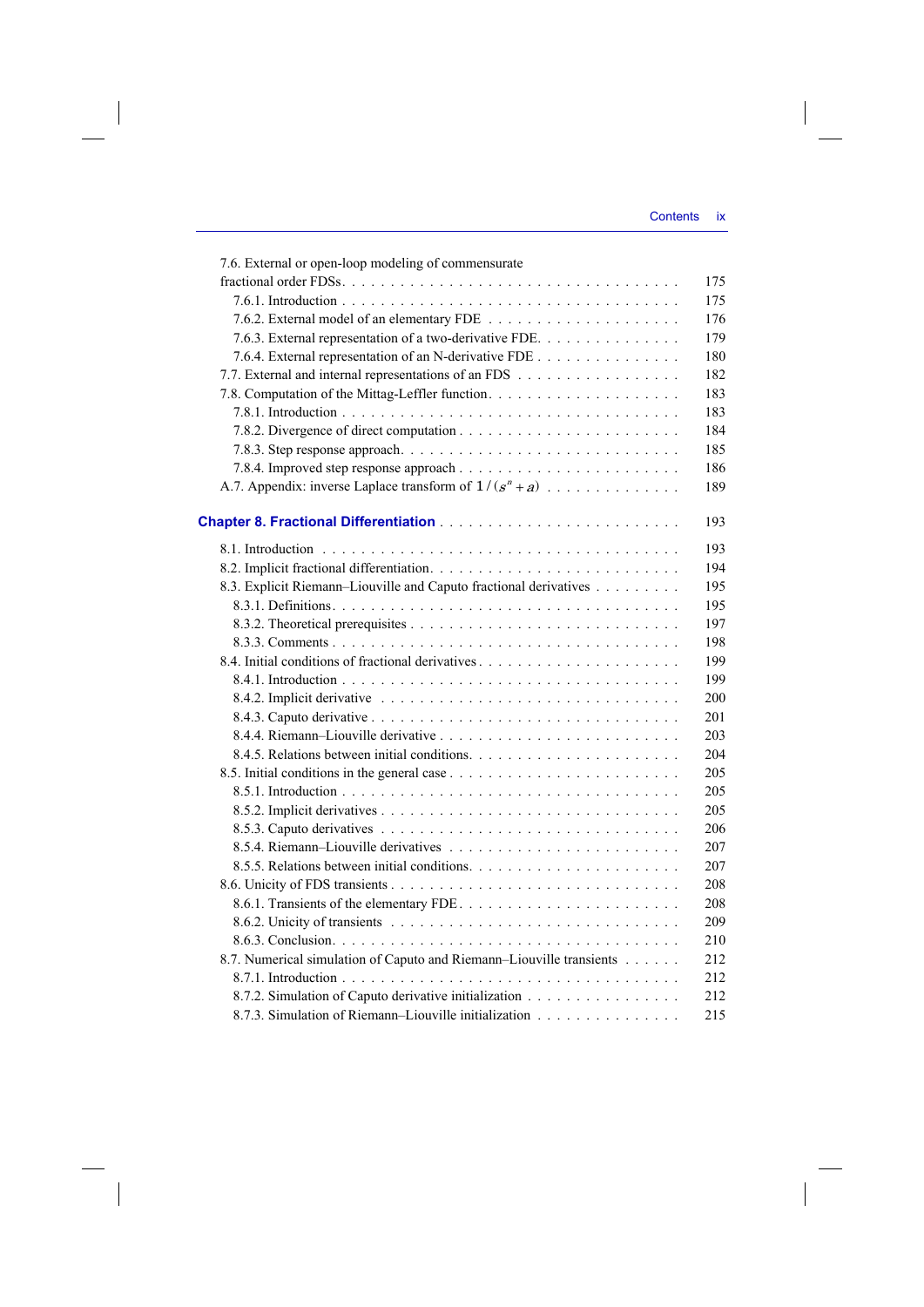7.6. External or open-loop modeling of commensurate fractional order FDSs . . . . . . . . . . 175

7.6.1. Introduction . . . . . . . . . . 175

7.6.2. External model of an elementary FDE . . . . . . . . . . 176

7.6.3. External representation of a two-derivative FDE. . . . . . . . . . 179

7.6.4. External representation of an N-derivative FDE . . . . . . . . . . 180

7.7. External and internal representations of an FDS . . . . . . . . . . 182

7.8. Computation of the Mittag-Leffler function. . . . . . . . . . 183

7.8.1. Introduction . . . . . . . . . . 183

7.8.2. Divergence of direct computation . . . . . . . . . . 184

7.8.3. Step response approach. . . . . . . . . . 185

7.8.4. Improved step response approach . . . . . . . . . . 186

A.7. Appendix: inverse Laplace transform of $1/(s^n + a)$ . . . . . . . . . . 189

## Chapter 8. Fractional Differentiation . . . . . . . . . . 193

8.1. Introduction . . . . . . . . . . 193

8.2. Implicit fractional differentiation. . . . . . . . . . 194

8.3. Explicit Riemann–Liouville and Caputo fractional derivatives . . . . . . . . . . 195

8.3.1. Definitions. . . . . . . . . . 195

8.3.2. Theoretical prerequisites . . . . . . . . . . 197

8.3.3. Comments . . . . . . . . . . 198

8.4. Initial conditions of fractional derivatives . . . . . . . . . . 199

8.4.1. Introduction . . . . . . . . . . 199

8.4.2. Implicit derivative . . . . . . . . . . 200

8.4.3. Caputo derivative . . . . . . . . . . 201

8.4.4. Riemann–Liouville derivative . . . . . . . . . . 203

8.4.5. Relations between initial conditions. . . . . . . . . . 204

8.5. Initial conditions in the general case . . . . . . . . . . 205

8.5.1. Introduction . . . . . . . . . . 205

8.5.2. Implicit derivatives . . . . . . . . . . 205

8.5.3. Caputo derivatives . . . . . . . . . . 206

8.5.4. Riemann–Liouville derivatives . . . . . . . . . . 207

8.5.5. Relations between initial conditions. . . . . . . . . . 207

8.6. Unicity of FDS transients . . . . . . . . . . 208

8.6.1. Transients of the elementary FDE. . . . . . . . . . 208

8.6.2. Unicity of transients . . . . . . . . . . 209

8.6.3. Conclusion. . . . . . . . . . 210

8.7. Numerical simulation of Caputo and Riemann–Liouville transients . . . . . . . . . . 212

8.7.1. Introduction . . . . . . . . . . 212

8.7.2. Simulation of Caputo derivative initialization . . . . . . . . . . 212

8.7.3. Simulation of Riemann–Liouville initialization . . . . . . . . . . 215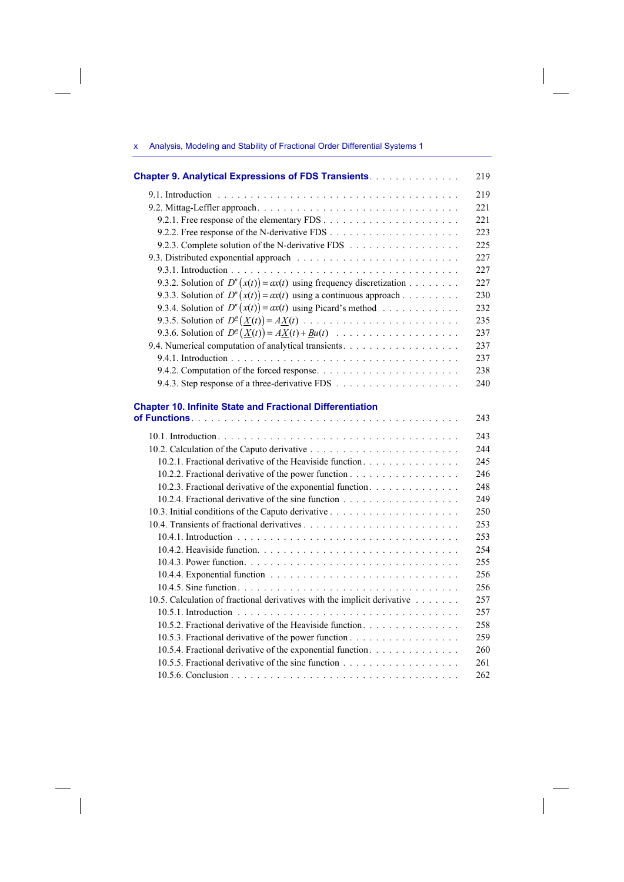**Chapter 9. Analytical Expressions of FDS Transients** . . . . . . . . . . . . . . 219

9.1. Introduction . . . . . . . . . . . . . . . . . . . . . . . . . . . . . . . . . . . 219
9.2. Mittag-Leffler approach . . . . . . . . . . . . . . . . . . . . . . . . . . . . . 221
9.2.1. Free response of the elementary FDS . . . . . . . . . . . . . . . . . . . . 221
9.2.2. Free response of the N-derivative FDS . . . . . . . . . . . . . . . . . . . 223
9.2.3. Complete solution of the N-derivative FDS . . . . . . . . . . . . . . . . 225
9.3. Distributed exponential approach . . . . . . . . . . . . . . . . . . . . . . . 227
9.3.1. Introduction . . . . . . . . . . . . . . . . . . . . . . . . . . . . . . . . . 227
9.3.2. Solution of $D^n\left(x(t)\right)=ax(t)$ using frequency discretization . . . . . . . . 227
9.3.3. Solution of $D^n\left(x(t)\right)=ax(t)$ using a continuous approach . . . . . . . . 230
9.3.4. Solution of $D^n\left(x(t)\right)=ax(t)$ using Picard's method . . . . . . . . . . . 232
9.3.5. Solution of $D^{\underline{n}}\left(\underline{X}(t)\right)=A\underline{X}(t)$ . . . . . . . . . . . . . . . . . . . . . . 235
9.3.6. Solution of $D^{\underline{n}}\left(\underline{X}(t)\right)=A\underline{X}(t)+\underline{B}u(t)$ . . . . . . . . . . . . . . . . . . 237
9.4. Numerical computation of analytical transients . . . . . . . . . . . . . . . . 237
9.4.1. Introduction . . . . . . . . . . . . . . . . . . . . . . . . . . . . . . . . . 237
9.4.2. Computation of the forced response . . . . . . . . . . . . . . . . . . . . . 238
9.4.3. Step response of a three-derivative FDS . . . . . . . . . . . . . . . . . . 240

**Chapter 10. Infinite State and Fractional Differentiation of Functions** . . . . . . . . . . . . . . . . . . . . . . . . . . . . . . . . . . . . . . . . . 243

10.1. Introduction . . . . . . . . . . . . . . . . . . . . . . . . . . . . . . . . . . 243
10.2. Calculation of the Caputo derivative . . . . . . . . . . . . . . . . . . . . . 244
10.2.1. Fractional derivative of the Heaviside function . . . . . . . . . . . . . . 245
10.2.2. Fractional derivative of the power function . . . . . . . . . . . . . . . . 246
10.2.3. Fractional derivative of the exponential function . . . . . . . . . . . . . 248
10.2.4. Fractional derivative of the sine function . . . . . . . . . . . . . . . . . 249
10.3. Initial conditions of the Caputo derivative . . . . . . . . . . . . . . . . . . 250
10.4. Transients of fractional derivatives . . . . . . . . . . . . . . . . . . . . . . 253
10.4.1. Introduction . . . . . . . . . . . . . . . . . . . . . . . . . . . . . . . . 253
10.4.2. Heaviside function . . . . . . . . . . . . . . . . . . . . . . . . . . . . . 254
10.4.3. Power function . . . . . . . . . . . . . . . . . . . . . . . . . . . . . . . 255
10.4.4. Exponential function . . . . . . . . . . . . . . . . . . . . . . . . . . . . 256
10.4.5. Sine function . . . . . . . . . . . . . . . . . . . . . . . . . . . . . . . . 256
10.5. Calculation of fractional derivatives with the implicit derivative . . . . . . 257
10.5.1. Introduction . . . . . . . . . . . . . . . . . . . . . . . . . . . . . . . . 257
10.5.2. Fractional derivative of the Heaviside function . . . . . . . . . . . . . . 258
10.5.3. Fractional derivative of the power function . . . . . . . . . . . . . . . . 259
10.5.4. Fractional derivative of the exponential function . . . . . . . . . . . . . 260
10.5.5. Fractional derivative of the sine function . . . . . . . . . . . . . . . . . 261
10.5.6. Conclusion . . . . . . . . . . . . . . . . . . . . . . . . . . . . . . . . . 262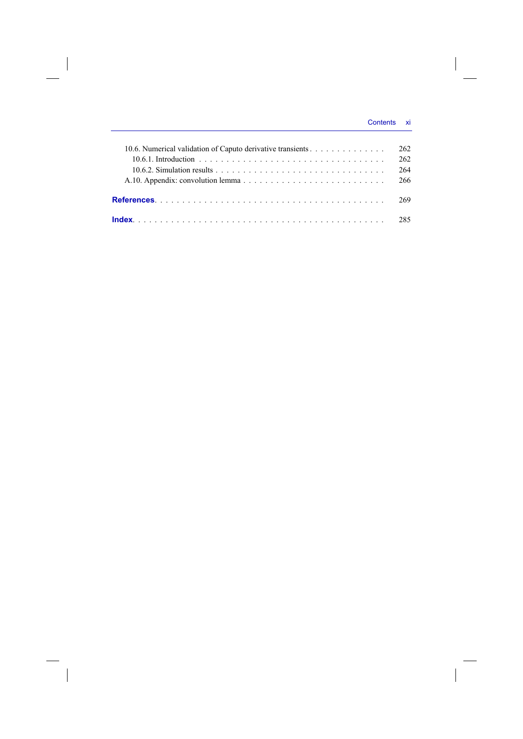10.6. Numerical validation of Caputo derivative transients . . . . . . . . . . . . . . 262

10.6.1. Introduction . . . . . . . . . . . . . . . . . . . . . . . . . . . . . . . . . . 262

10.6.2. Simulation results . . . . . . . . . . . . . . . . . . . . . . . . . . . . . . . 264

A.10. Appendix: convolution lemma . . . . . . . . . . . . . . . . . . . . . . . . . . 266

**References** . . . . . . . . . . . . . . . . . . . . . . . . . . . . . . . . . . . . . . . 269

**Index** . . . . . . . . . . . . . . . . . . . . . . . . . . . . . . . . . . . . . . . . . . 285